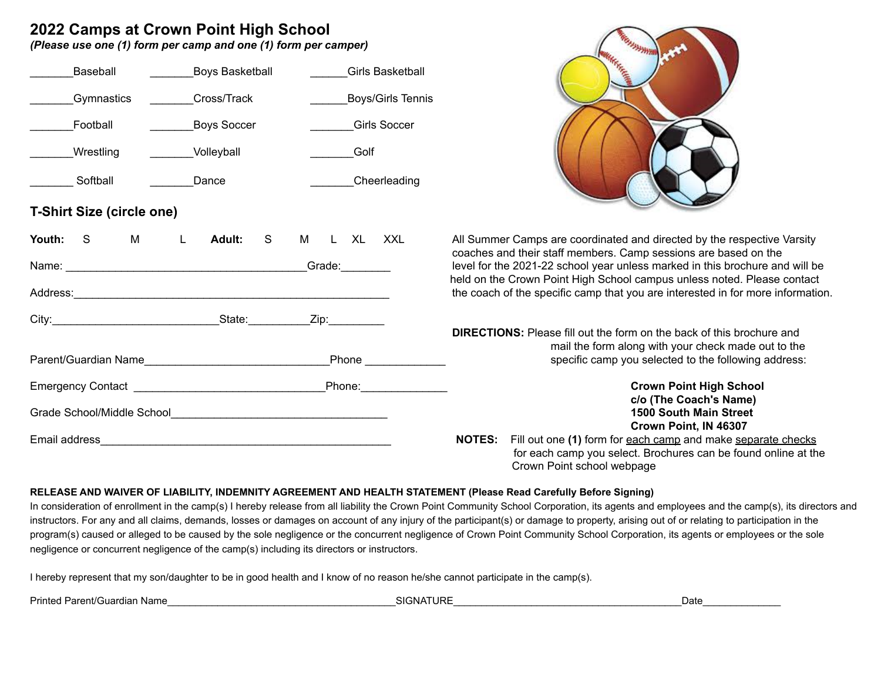# 2022 Camps at Crown Point High School

***(Please use one (1) form per camp and one (1) form per camper)***

_______Baseball _______Boys Basketball ______Girls Basketball

_______Gymnastics _______Cross/Track ______Boys/Girls Tennis

_______Football _______Boys Soccer _______Girls Soccer

_______Wrestling _______Volleyball _______Golf

_______ Softball _______Dance _______Cheerleading

## T-Shirt Size (circle one)

**Youth:** S M L **Adult:** S M L XL XXL

Name: ______________________________________Grade:________

Address:_____________________________________________________

City:__________________________State:_________Zip:_________

Parent/Guardian Name_____________________________Phone _____________

Emergency Contact ______________________________Phone:______________

Grade School/Middle School__________________________________

Email address______________________________________________

All Summer Camps are coordinated and directed by the respective Varsity coaches and their staff members. Camp sessions are based on the level for the 2021-22 school year unless marked in this brochure and will be held on the Crown Point High School campus unless noted. Please contact the coach of the specific camp that you are interested in for more information.

**DIRECTIONS:** Please fill out the form on the back of this brochure and mail the form along with your check made out to the specific camp you selected to the following address:

**Crown Point High School**
**c/o (The Coach's Name)**
**1500 South Main Street**
**Crown Point, IN 46307**

**NOTES:** Fill out one **(1)** form for each camp and make separate checks for each camp you select. Brochures can be found online at the Crown Point school webpage

**RELEASE AND WAIVER OF LIABILITY, INDEMNITY AGREEMENT AND HEALTH STATEMENT (Please Read Carefully Before Signing)**

In consideration of enrollment in the camp(s) I hereby release from all liability the Crown Point Community School Corporation, its agents and employees and the camp(s), its directors and instructors. For any and all claims, demands, losses or damages on account of any injury of the participant(s) or damage to property, arising out of or relating to participation in the program(s) caused or alleged to be caused by the sole negligence or the concurrent negligence of Crown Point Community School Corporation, its agents or employees or the sole negligence or concurrent negligence of the camp(s) including its directors or instructors.

I hereby represent that my son/daughter to be in good health and I know of no reason he/she cannot participate in the camp(s).

Printed Parent/Guardian Name_________________________________________SIGNATURE_________________________________________Date______________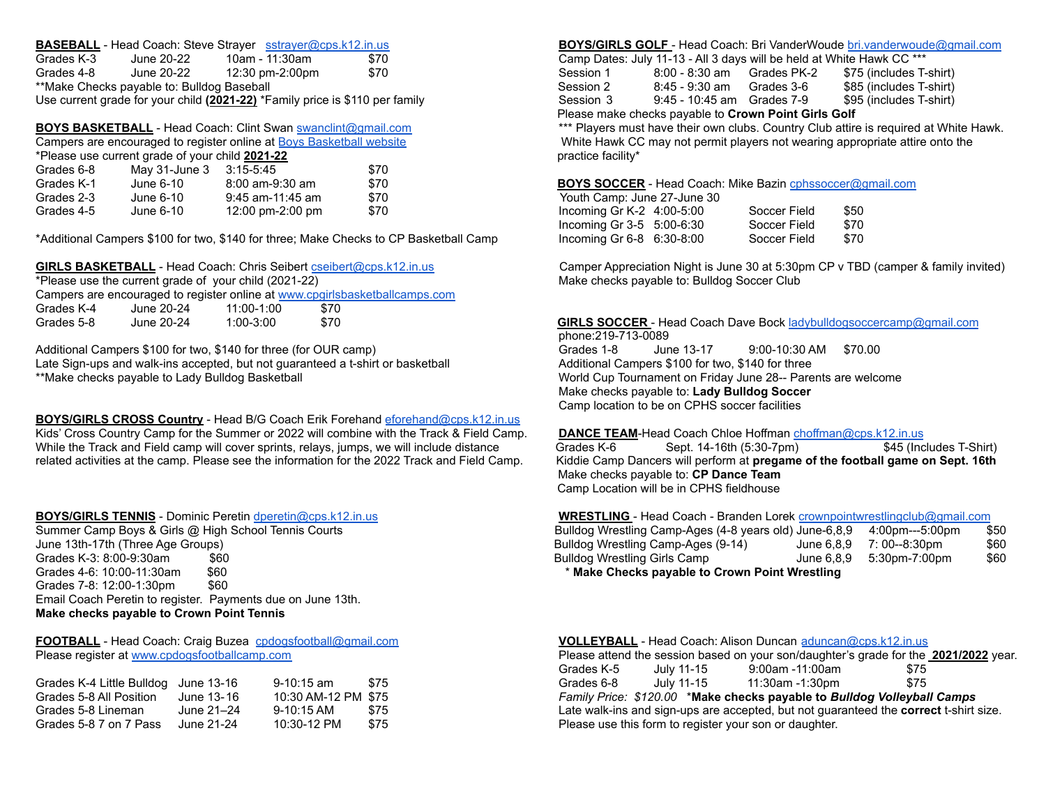**BASEBALL** - Head Coach: Steve Strayer sstrayer@cps.k12.in.us

| Grades K-3 | June 20-22 | 10am - 11:30am | $70 |
|---|---|---|---|
| Grades 4-8 | June 20-22 | 12:30 pm-2:00pm | $70 |

**Make Checks payable to: Bulldog Baseball
Use current grade for your child **(2021-22)** *Family price is $110 per family

**BOYS BASKETBALL** - Head Coach: Clint Swan swanclint@gmail.com
Campers are encouraged to register online at Boys Basketball website
*Please use current grade of your child **2021-22**

| Grades 6-8 | May 31-June 3 | 3:15-5:45 | $70 |
|---|---|---|---|
| Grades K-1 | June 6-10 | 8:00 am-9:30 am | $70 |
| Grades 2-3 | June 6-10 | 9:45 am-11:45 am | $70 |
| Grades 4-5 | June 6-10 | 12:00 pm-2:00 pm | $70 |

*Additional Campers $100 for two, $140 for three; Make Checks to CP Basketball Camp

**GIRLS BASKETBALL** - Head Coach: Chris Seibert cseibert@cps.k12.in.us
*Please use the current grade of your child (2021-22)
Campers are encouraged to register online at www.cpgirlsbasketballcamps.com

| Grades K-4 | June 20-24 | 11:00-1:00 | $70 |
|---|---|---|---|
| Grades 5-8 | June 20-24 | 1:00-3:00 | $70 |

Additional Campers $100 for two, $140 for three (for OUR camp)
Late Sign-ups and walk-ins accepted, but not guaranteed a t-shirt or basketball
**Make checks payable to Lady Bulldog Basketball

**BOYS/GIRLS CROSS Country** - Head B/G Coach Erik Forehand eforehand@cps.k12.in.us
Kids' Cross Country Camp for the Summer or 2022 will combine with the Track & Field Camp. While the Track and Field camp will cover sprints, relays, jumps, we will include distance related activities at the camp. Please see the information for the 2022 Track and Field Camp.

**BOYS/GIRLS TENNIS** - Dominic Peretin dperetin@cps.k12.in.us
Summer Camp Boys & Girls @ High School Tennis Courts
June 13th-17th (Three Age Groups)

| Grades K-3: 8:00-9:30am | $60 |
|---|---|
| Grades 4-6: 10:00-11:30am | $60 |
| Grades 7-8: 12:00-1:30pm | $60 |

Email Coach Peretin to register. Payments due on June 13th.
**Make checks payable to Crown Point Tennis**

**FOOTBALL** - Head Coach: Craig Buzea cpdogsfootball@gmail.com
Please register at www.cpdogsfootballcamp.com

| Grades K-4 Little Bulldog | June 13-16 | 9-10:15 am | $75 |
|---|---|---|---|
| Grades 5-8 All Position | June 13-16 | 10:30 AM-12 PM | $75 |
| Grades 5-8 Lineman | June 21–24 | 9-10:15 AM | $75 |
| Grades 5-8 7 on 7 Pass | June 21-24 | 10:30-12 PM | $75 |

**BOYS/GIRLS GOLF** - Head Coach: Bri VanderWoude bri.vanderwoude@gmail.com
Camp Dates: July 11-13 - All 3 days will be held at White Hawk CC ***

| Session 1 | 8:00 - 8:30 am | Grades PK-2 | $75 (includes T-shirt) |
|---|---|---|---|
| Session 2 | 8:45 - 9:30 am | Grades 3-6 | $85 (includes T-shirt) |
| Session 3 | 9:45 - 10:45 am | Grades 7-9 | $95 (includes T-shirt) |

Please make checks payable to **Crown Point Girls Golf**
*** Players must have their own clubs. Country Club attire is required at White Hawk. White Hawk CC may not permit players not wearing appropriate attire onto the practice facility*

**BOYS SOCCER** - Head Coach: Mike Bazin cphssoccer@gmail.com
Youth Camp: June 27-June 30

| Incoming Gr K-2 | 4:00-5:00 | Soccer Field | $50 |
|---|---|---|---|
| Incoming Gr 3-5 | 5:00-6:30 | Soccer Field | $70 |
| Incoming Gr 6-8 | 6:30-8:00 | Soccer Field | $70 |

Camper Appreciation Night is June 30 at 5:30pm CP v TBD (camper & family invited)
Make checks payable to: Bulldog Soccer Club

**GIRLS SOCCER** - Head Coach Dave Bock ladybulldogsoccercamp@gmail.com
phone:219-713-0089

| Grades 1-8 | June 13-17 | 9:00-10:30 AM | $70.00 |
|---|---|---|---|

Additional Campers $100 for two, $140 for three
World Cup Tournament on Friday June 28-- Parents are welcome
Make checks payable to: **Lady Bulldog Soccer**
Camp location to be on CPHS soccer facilities

**DANCE TEAM**-Head Coach Chloe Hoffman choffman@cps.k12.in.us

| Grades K-6 | Sept. 14-16th (5:30-7pm) | $45 (Includes T-Shirt) |
|---|---|---|

Kiddie Camp Dancers will perform at **pregame of the football game on Sept. 16th**
Make checks payable to: **CP Dance Team**
Camp Location will be in CPHS fieldhouse

**WRESTLING** - Head Coach - Branden Lorek crownpointwrestlingclub@gmail.com

| Bulldog Wrestling Camp-Ages (4-8 years old) | June-6,8,9 | 4:00pm---5:00pm | $50 |
|---|---|---|---|
| Bulldog Wrestling Camp-Ages (9-14) | June 6,8,9 | 7: 00--8:30pm | $60 |
| Bulldog Wrestling Girls Camp | June 6,8,9 | 5:30pm-7:00pm | $60 |

\* **Make Checks payable to Crown Point Wrestling**

**VOLLEYBALL** - Head Coach: Alison Duncan aduncan@cps.k12.in.us
Please attend the session based on your son/daughter's grade for the **2021/2022** year.

| Grades K-5 | July 11-15 | 9:00am -11:00am | $75 |
|---|---|---|---|
| Grades 6-8 | July 11-15 | 11:30am -1:30pm | $75 |

*Family Price: $120.00* *__Make checks payable to *Bulldog Volleyball Camps*__
Late walk-ins and sign-ups are accepted, but not guaranteed the **correct** t-shirt size.
Please use this form to register your son or daughter.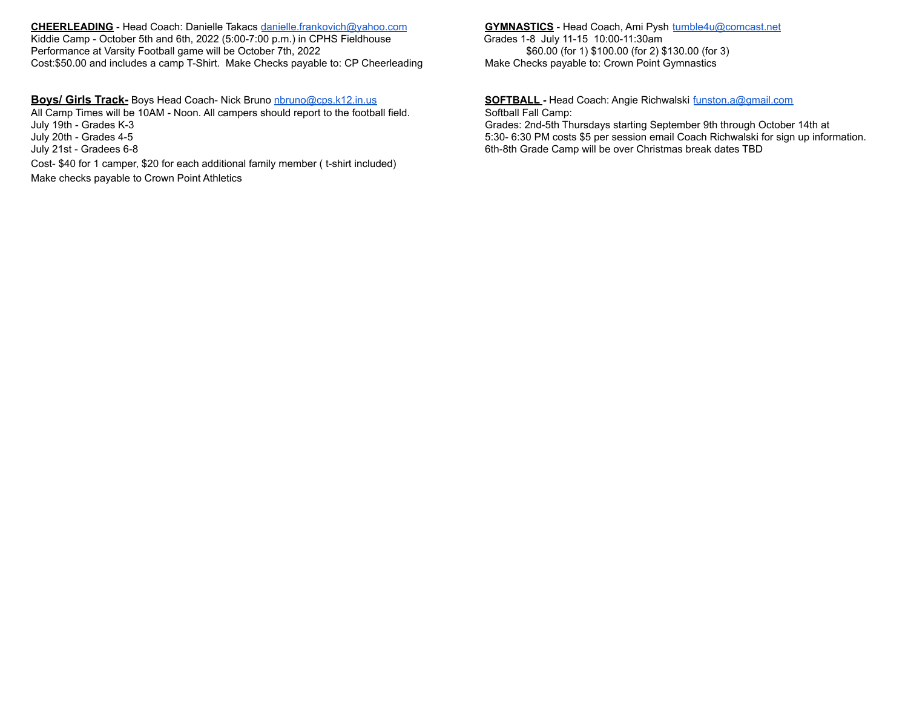**CHEERLEADING** - Head Coach: Danielle Takacs danielle.frankovich@yahoo.com
Kiddie Camp - October 5th and 6th, 2022 (5:00-7:00 p.m.) in CPHS Fieldhouse
Performance at Varsity Football game will be October 7th, 2022
Cost:$50.00 and includes a camp T-Shirt. Make Checks payable to: CP Cheerleading

**Boys/ Girls Track-** Boys Head Coach- Nick Bruno nbruno@cps.k12.in.us
All Camp Times will be 10AM - Noon. All campers should report to the football field.
July 19th - Grades K-3
July 20th - Grades 4-5
July 21st - Gradees 6-8
Cost- $40 for 1 camper, $20 for each additional family member ( t-shirt included)
Make checks payable to Crown Point Athletics

**GYMNASTICS** - Head Coach, Ami Pysh tumble4u@comcast.net
Grades 1-8 July 11-15 10:00-11:30am
$60.00 (for 1) $100.00 (for 2) $130.00 (for 3)
Make Checks payable to: Crown Point Gymnastics

**SOFTBALL -** Head Coach: Angie Richwalski funston.a@gmail.com
Softball Fall Camp:
Grades: 2nd-5th Thursdays starting September 9th through October 14th at
5:30- 6:30 PM costs $5 per session email Coach Richwalski for sign up information.
6th-8th Grade Camp will be over Christmas break dates TBD